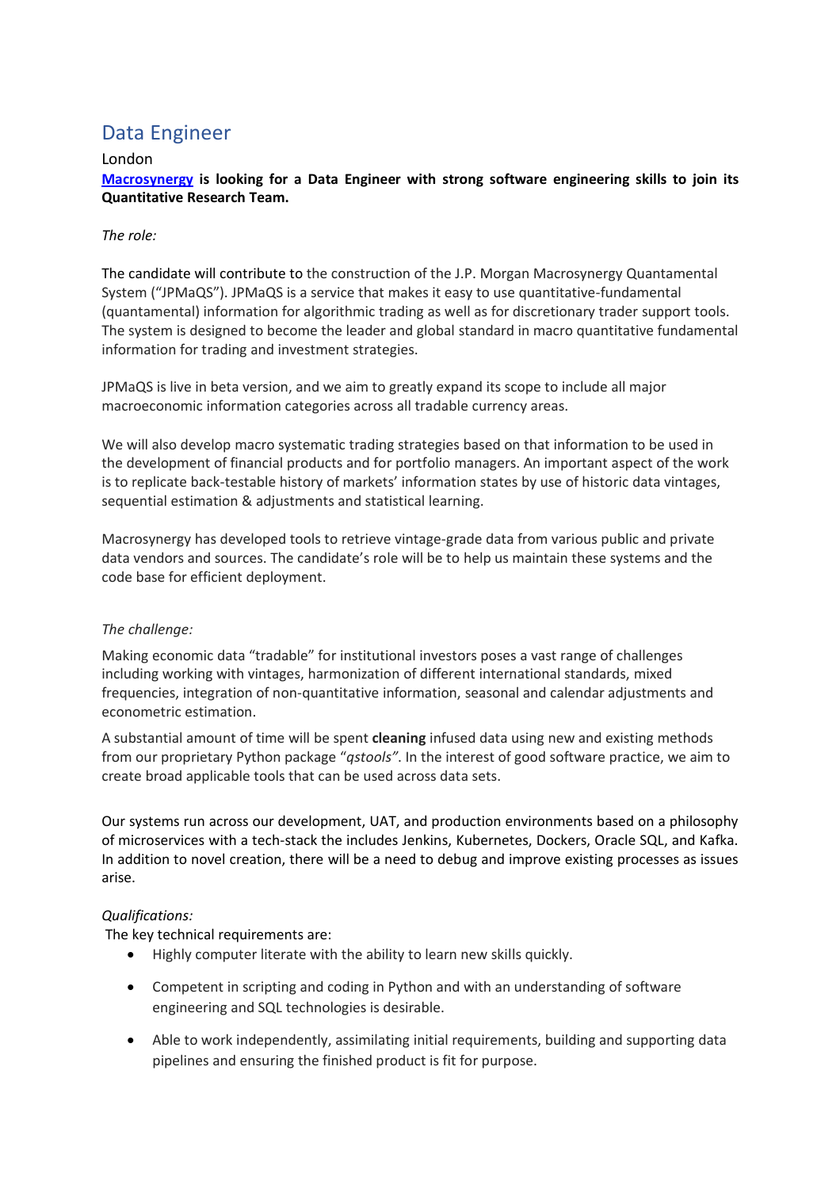# Data Engineer

London

**[Macrosynergy](Macrosynergy) is looking for a Data Engineer with strong software engineering skills to join its Quantitative Research Team.**

*The role:*

The candidate will contribute to the construction of the J.P. Morgan Macrosynergy Quantamental System ("JPMaQS"). JPMaQS is a service that makes it easy to use quantitative-fundamental (quantamental) information for algorithmic trading as well as for discretionary trader support tools. The system is designed to become the leader and global standard in macro quantitative fundamental information for trading and investment strategies.

JPMaQS is live in beta version, and we aim to greatly expand its scope to include all major macroeconomic information categories across all tradable currency areas.

We will also develop macro systematic trading strategies based on that information to be used in the development of financial products and for portfolio managers. An important aspect of the work is to replicate back-testable history of markets' information states by use of historic data vintages, sequential estimation & adjustments and statistical learning.

Macrosynergy has developed tools to retrieve vintage-grade data from various public and private data vendors and sources. The candidate's role will be to help us maintain these systems and the code base for efficient deployment.

*The challenge:*

Making economic data "tradable" for institutional investors poses a vast range of challenges including working with vintages, harmonization of different international standards, mixed frequencies, integration of non-quantitative information, seasonal and calendar adjustments and econometric estimation.

A substantial amount of time will be spent **cleaning** infused data using new and existing methods from our proprietary Python package *"qstools"*. In the interest of good software practice, we aim to create broad applicable tools that can be used across data sets.

Our systems run across our development, UAT, and production environments based on a philosophy of microservices with a tech-stack the includes Jenkins, Kubernetes, Dockers, Oracle SQL, and Kafka. In addition to novel creation, there will be a need to debug and improve existing processes as issues arise.

*Qualifications:*

The key technical requirements are:

- Highly computer literate with the ability to learn new skills quickly.
- Competent in scripting and coding in Python and with an understanding of software engineering and SQL technologies is desirable.
- Able to work independently, assimilating initial requirements, building and supporting data pipelines and ensuring the finished product is fit for purpose.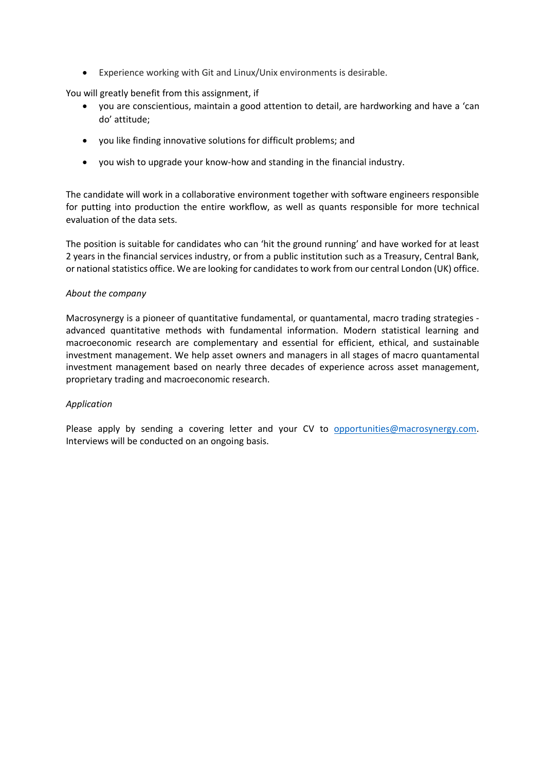- Experience working with Git and Linux/Unix environments is desirable.

You will greatly benefit from this assignment, if

- you are conscientious, maintain a good attention to detail, are hardworking and have a 'can do' attitude;
- you like finding innovative solutions for difficult problems; and
- you wish to upgrade your know-how and standing in the financial industry.

The candidate will work in a collaborative environment together with software engineers responsible for putting into production the entire workflow, as well as quants responsible for more technical evaluation of the data sets.

The position is suitable for candidates who can 'hit the ground running' and have worked for at least 2 years in the financial services industry, or from a public institution such as a Treasury, Central Bank, or national statistics office. We are looking for candidates to work from our central London (UK) office.

*About the company*

Macrosynergy is a pioneer of quantitative fundamental, or quantamental, macro trading strategies - advanced quantitative methods with fundamental information. Modern statistical learning and macroeconomic research are complementary and essential for efficient, ethical, and sustainable investment management. We help asset owners and managers in all stages of macro quantamental investment management based on nearly three decades of experience across asset management, proprietary trading and macroeconomic research.

*Application*

Please apply by sending a covering letter and your CV to [opportunities@macrosynergy.com](mailto:opportunities@macrosynergy.com). Interviews will be conducted on an ongoing basis.